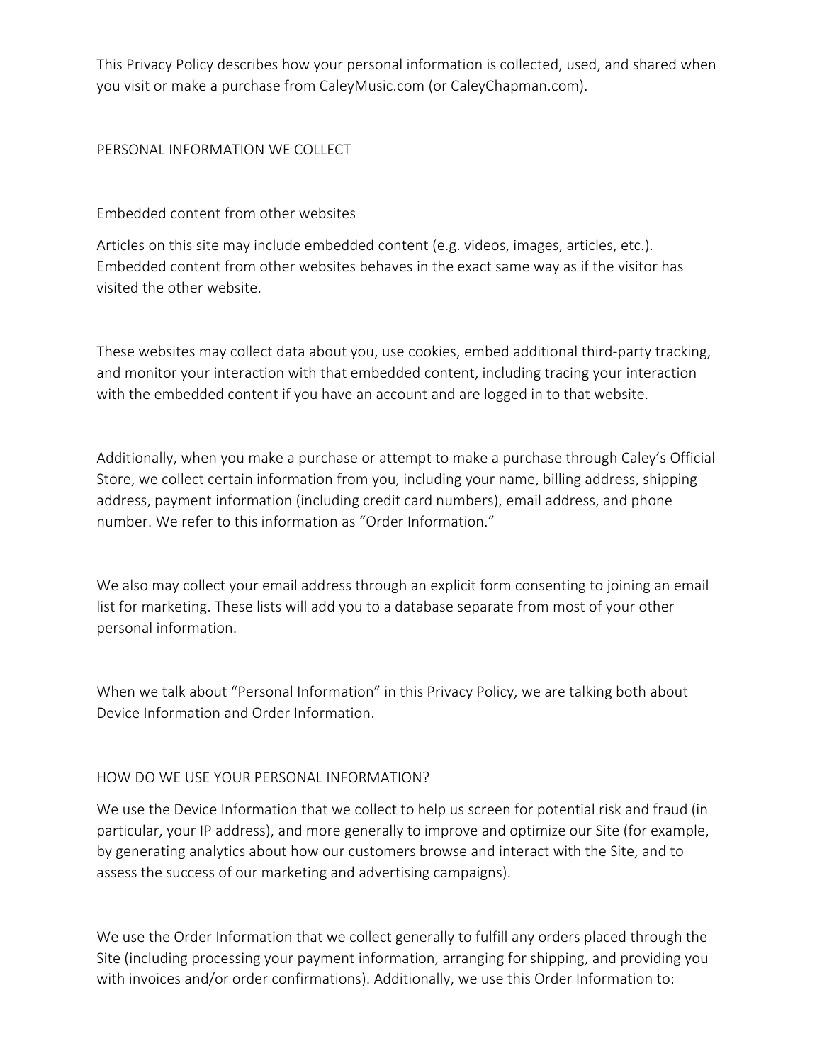This Privacy Policy describes how your personal information is collected, used, and shared when you visit or make a purchase from CaleyMusic.com (or CaleyChapman.com).

## PERSONAL INFORMATION WE COLLECT

### Embedded content from other websites

Articles on this site may include embedded content (e.g. videos, images, articles, etc.). Embedded content from other websites behaves in the exact same way as if the visitor has visited the other website.

These websites may collect data about you, use cookies, embed additional third-party tracking, and monitor your interaction with that embedded content, including tracing your interaction with the embedded content if you have an account and are logged in to that website.

Additionally, when you make a purchase or attempt to make a purchase through Caley's Official Store, we collect certain information from you, including your name, billing address, shipping address, payment information (including credit card numbers), email address, and phone number. We refer to this information as "Order Information."

We also may collect your email address through an explicit form consenting to joining an email list for marketing. These lists will add you to a database separate from most of your other personal information.

When we talk about "Personal Information" in this Privacy Policy, we are talking both about Device Information and Order Information.

## HOW DO WE USE YOUR PERSONAL INFORMATION?

We use the Device Information that we collect to help us screen for potential risk and fraud (in particular, your IP address), and more generally to improve and optimize our Site (for example, by generating analytics about how our customers browse and interact with the Site, and to assess the success of our marketing and advertising campaigns).

We use the Order Information that we collect generally to fulfill any orders placed through the Site (including processing your payment information, arranging for shipping, and providing you with invoices and/or order confirmations). Additionally, we use this Order Information to: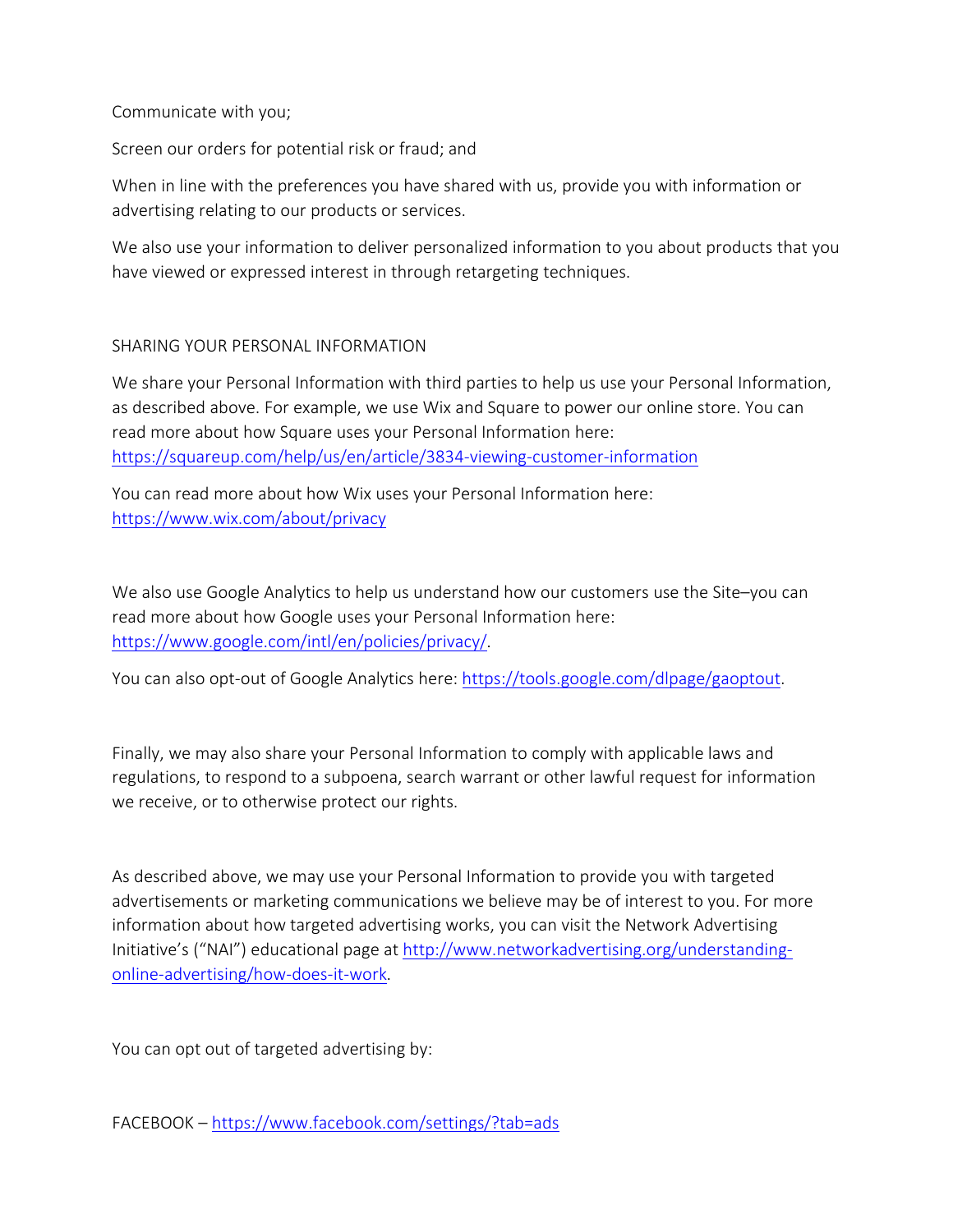Communicate with you;

Screen our orders for potential risk or fraud; and

When in line with the preferences you have shared with us, provide you with information or advertising relating to our products or services.

We also use your information to deliver personalized information to you about products that you have viewed or expressed interest in through retargeting techniques.

## SHARING YOUR PERSONAL INFORMATION

We share your Personal Information with third parties to help us use your Personal Information, as described above. For example, we use Wix and Square to power our online store. You can read more about how Square uses your Personal Information here: [https://squareup.com/help/us/en/article/3834-viewing-customer-information](https://squareup.com/help/us/en/article/3834-viewing-customer-information)

You can read more about how Wix uses your Personal Information here: [https://www.wix.com/about/privacy](https://www.wix.com/about/privacy)

We also use Google Analytics to help us understand how our customers use the Site–you can read more about how Google uses your Personal Information here: [https://www.google.com/intl/en/policies/privacy/](https://www.google.com/intl/en/policies/privacy/).

You can also opt-out of Google Analytics here: [https://tools.google.com/dlpage/gaoptout](https://tools.google.com/dlpage/gaoptout).

Finally, we may also share your Personal Information to comply with applicable laws and regulations, to respond to a subpoena, search warrant or other lawful request for information we receive, or to otherwise protect our rights.

As described above, we may use your Personal Information to provide you with targeted advertisements or marketing communications we believe may be of interest to you. For more information about how targeted advertising works, you can visit the Network Advertising Initiative's ("NAI") educational page at [http://www.networkadvertising.org/understanding-online-advertising/how-does-it-work](http://www.networkadvertising.org/understanding-online-advertising/how-does-it-work).

You can opt out of targeted advertising by:

FACEBOOK – [https://www.facebook.com/settings/?tab=ads](https://www.facebook.com/settings/?tab=ads)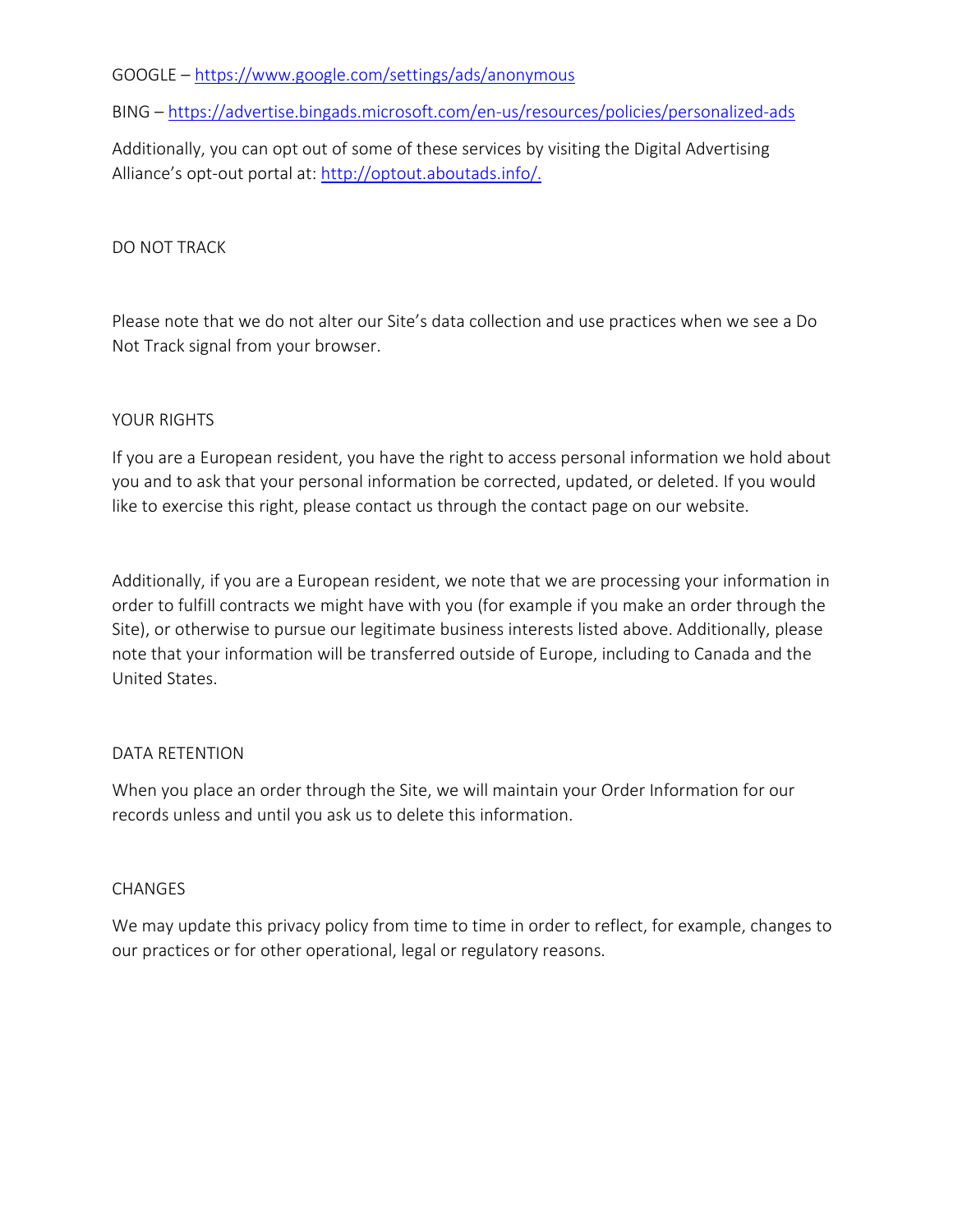GOOGLE – https://www.google.com/settings/ads/anonymous

BING – https://advertise.bingads.microsoft.com/en-us/resources/policies/personalized-ads

Additionally, you can opt out of some of these services by visiting the Digital Advertising Alliance's opt-out portal at: http://optout.aboutads.info/.

## DO NOT TRACK

Please note that we do not alter our Site's data collection and use practices when we see a Do Not Track signal from your browser.

## YOUR RIGHTS

If you are a European resident, you have the right to access personal information we hold about you and to ask that your personal information be corrected, updated, or deleted. If you would like to exercise this right, please contact us through the contact page on our website.

Additionally, if you are a European resident, we note that we are processing your information in order to fulfill contracts we might have with you (for example if you make an order through the Site), or otherwise to pursue our legitimate business interests listed above. Additionally, please note that your information will be transferred outside of Europe, including to Canada and the United States.

## DATA RETENTION

When you place an order through the Site, we will maintain your Order Information for our records unless and until you ask us to delete this information.

## CHANGES

We may update this privacy policy from time to time in order to reflect, for example, changes to our practices or for other operational, legal or regulatory reasons.